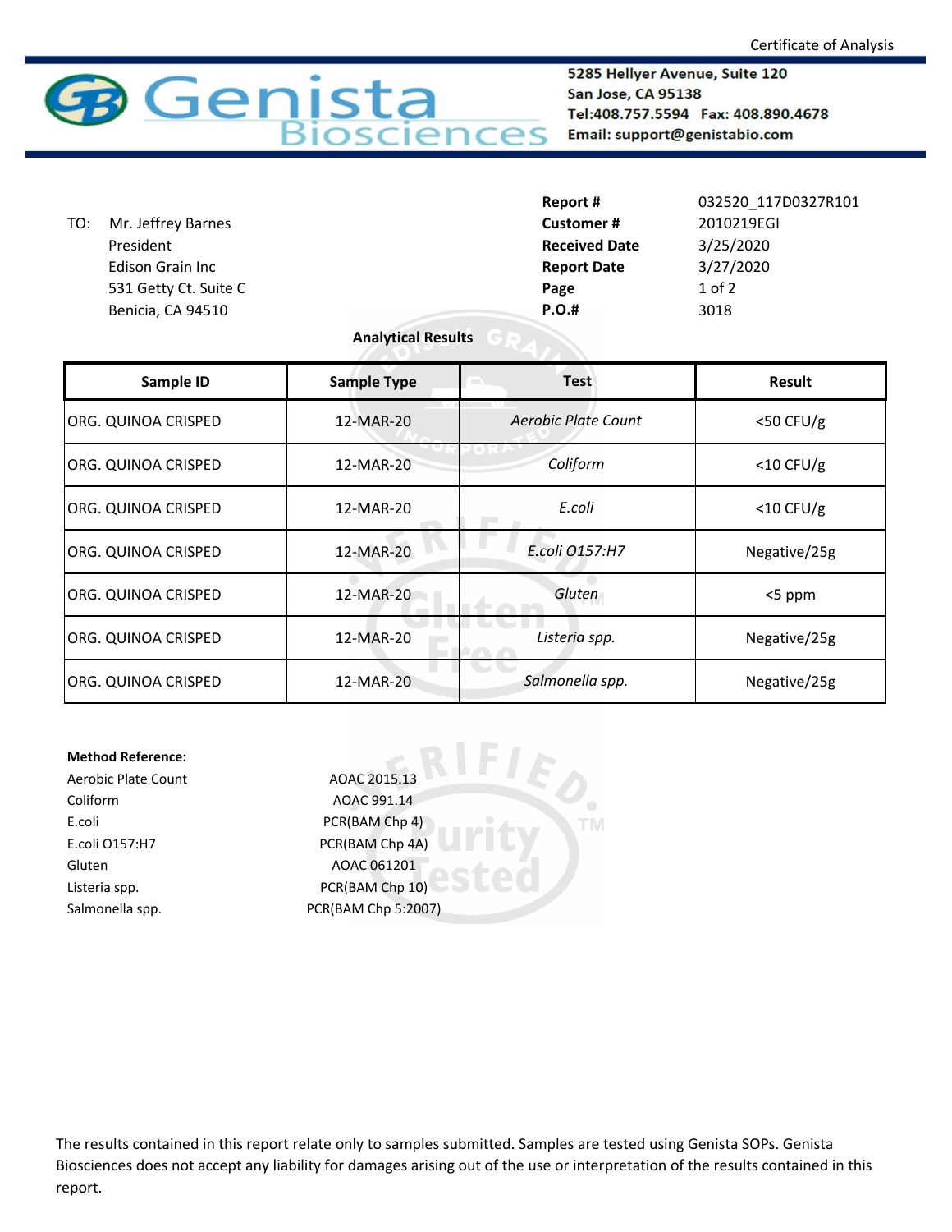Certificate of Analysis

# Genista Biosciences

**5285 Hellyer Avenue, Suite 120**
**San Jose, CA 95138**
**Tel:408.757.5594 Fax: 408.890.4678**
**Email: support@genistabio.com**

TO: Mr. Jeffrey Barnes
President
Edison Grain Inc
531 Getty Ct. Suite C
Benicia, CA 94510

| | |
|---|---|
| **Report #** | 032520_117D0327R101 |
| **Customer #** | 2010219EGI |
| **Received Date** | 3/25/2020 |
| **Report Date** | 3/27/2020 |
| **Page** | 1 of 2 |
| **P.O.#** | 3018 |

**Analytical Results**

| Sample ID | Sample Type | Test | Result |
|---|---|---|---|
| ORG. QUINOA CRISPED | 12-MAR-20 | *Aerobic Plate Count* | <50 CFU/g |
| ORG. QUINOA CRISPED | 12-MAR-20 | *Coliform* | <10 CFU/g |
| ORG. QUINOA CRISPED | 12-MAR-20 | *E.coli* | <10 CFU/g |
| ORG. QUINOA CRISPED | 12-MAR-20 | *E.coli O157:H7* | Negative/25g |
| ORG. QUINOA CRISPED | 12-MAR-20 | *Gluten* | <5 ppm |
| ORG. QUINOA CRISPED | 12-MAR-20 | *Listeria spp.* | Negative/25g |
| ORG. QUINOA CRISPED | 12-MAR-20 | *Salmonella spp.* | Negative/25g |

**Method Reference:**

| | |
|---|---|
| Aerobic Plate Count | AOAC 2015.13 |
| Coliform | AOAC 991.14 |
| E.coli | PCR(BAM Chp 4) |
| E.coli O157:H7 | PCR(BAM Chp 4A) |
| Gluten | AOAC 061201 |
| Listeria spp. | PCR(BAM Chp 10) |
| Salmonella spp. | PCR(BAM Chp 5:2007) |

The results contained in this report relate only to samples submitted. Samples are tested using Genista SOPs. Genista Biosciences does not accept any liability for damages arising out of the use or interpretation of the results contained in this report.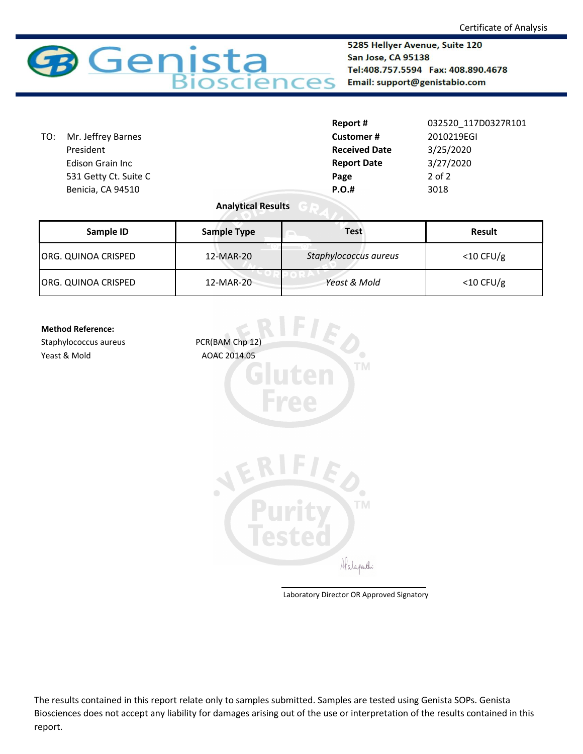Certificate of Analysis

**Genista Biosciences**

**5285 Hellyer Avenue, Suite 120**
**San Jose, CA 95138**
**Tel:408.757.5594 Fax: 408.890.4678**
**Email: support@genistabio.com**

TO: Mr. Jeffrey Barnes
President
Edison Grain Inc
531 Getty Ct. Suite C
Benicia, CA 94510

| | |
|---|---|
| **Report #** | 032520_117D0327R101 |
| **Customer #** | 2010219EGI |
| **Received Date** | 3/25/2020 |
| **Report Date** | 3/27/2020 |
| **Page** | 2 of 2 |
| **P.O.#** | 3018 |

**Analytical Results**

| Sample ID | Sample Type | Test | Result |
|---|---|---|---|
| ORG. QUINOA CRISPED | 12-MAR-20 | *Staphylococcus aureus* | <10 CFU/g |
| ORG. QUINOA CRISPED | 12-MAR-20 | *Yeast & Mold* | <10 CFU/g |

**Method Reference:**

| | |
|---|---|
| Staphylococcus aureus | PCR(BAM Chp 12) |
| Yeast & Mold | AOAC 2014.05 |

Laboratory Director OR Approved Signatory

The results contained in this report relate only to samples submitted. Samples are tested using Genista SOPs. Genista Biosciences does not accept any liability for damages arising out of the use or interpretation of the results contained in this report.